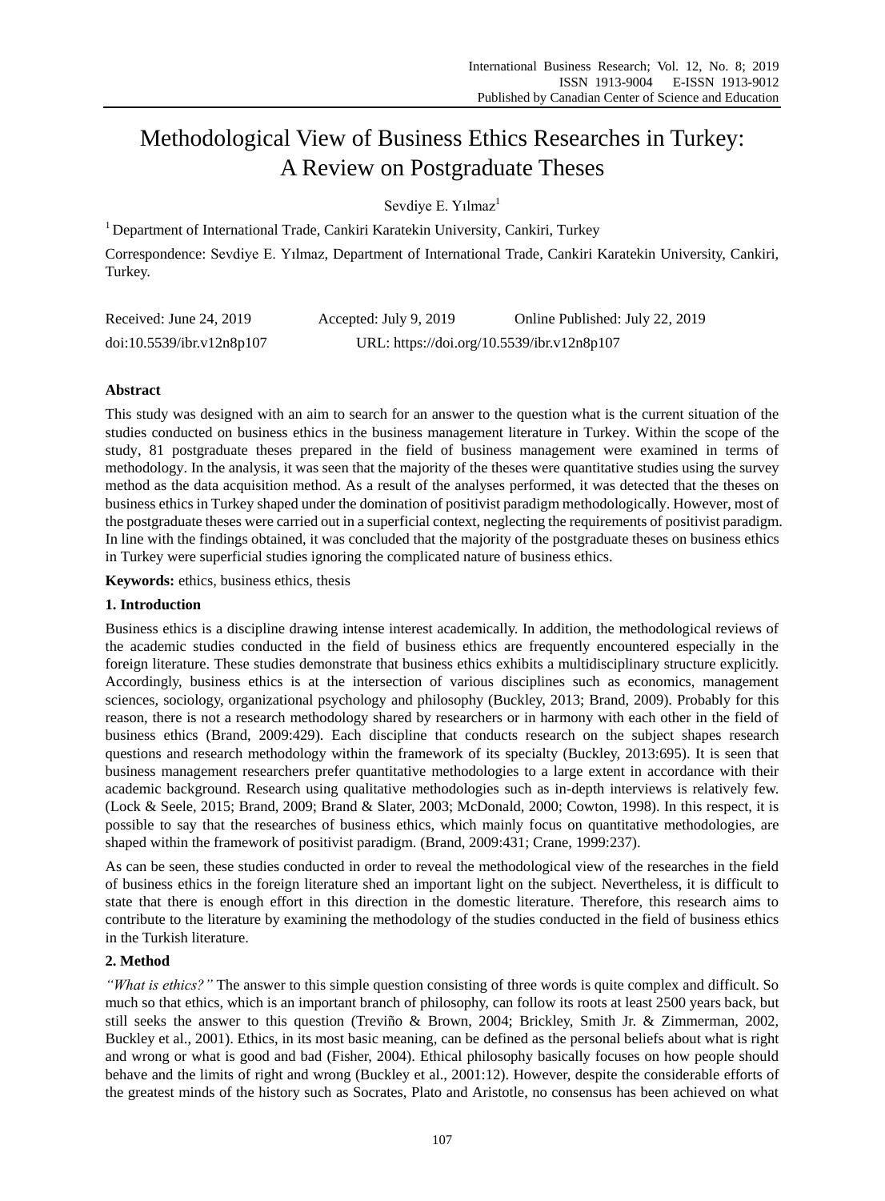# Methodological View of Business Ethics Researches in Turkey: A Review on Postgraduate Theses

Sevdiye E. Yılmaz[1]

[1] Department of International Trade, Cankiri Karatekin University, Cankiri, Turkey

Correspondence: Sevdiye E. Yılmaz, Department of International Trade, Cankiri Karatekin University, Cankiri, Turkey.

Received: June 24, 2019 Accepted: July 9, 2019 Online Published: July 22, 2019

doi:10.5539/ibr.v12n8p107 URL: https://doi.org/10.5539/ibr.v12n8p107

## Abstract

This study was designed with an aim to search for an answer to the question what is the current situation of the studies conducted on business ethics in the business management literature in Turkey. Within the scope of the study, 81 postgraduate theses prepared in the field of business management were examined in terms of methodology. In the analysis, it was seen that the majority of the theses were quantitative studies using the survey method as the data acquisition method. As a result of the analyses performed, it was detected that the theses on business ethics in Turkey shaped under the domination of positivist paradigm methodologically. However, most of the postgraduate theses were carried out in a superficial context, neglecting the requirements of positivist paradigm. In line with the findings obtained, it was concluded that the majority of the postgraduate theses on business ethics in Turkey were superficial studies ignoring the complicated nature of business ethics.

**Keywords:** ethics, business ethics, thesis

## 1. Introduction

Business ethics is a discipline drawing intense interest academically. In addition, the methodological reviews of the academic studies conducted in the field of business ethics are frequently encountered especially in the foreign literature. These studies demonstrate that business ethics exhibits a multidisciplinary structure explicitly. Accordingly, business ethics is at the intersection of various disciplines such as economics, management sciences, sociology, organizational psychology and philosophy (Buckley, 2013; Brand, 2009). Probably for this reason, there is not a research methodology shared by researchers or in harmony with each other in the field of business ethics (Brand, 2009:429). Each discipline that conducts research on the subject shapes research questions and research methodology within the framework of its specialty (Buckley, 2013:695). It is seen that business management researchers prefer quantitative methodologies to a large extent in accordance with their academic background. Research using qualitative methodologies such as in-depth interviews is relatively few. (Lock & Seele, 2015; Brand, 2009; Brand & Slater, 2003; McDonald, 2000; Cowton, 1998). In this respect, it is possible to say that the researches of business ethics, which mainly focus on quantitative methodologies, are shaped within the framework of positivist paradigm. (Brand, 2009:431; Crane, 1999:237).

As can be seen, these studies conducted in order to reveal the methodological view of the researches in the field of business ethics in the foreign literature shed an important light on the subject. Nevertheless, it is difficult to state that there is enough effort in this direction in the domestic literature. Therefore, this research aims to contribute to the literature by examining the methodology of the studies conducted in the field of business ethics in the Turkish literature.

## 2. Method

*"What is ethics?"* The answer to this simple question consisting of three words is quite complex and difficult. So much so that ethics, which is an important branch of philosophy, can follow its roots at least 2500 years back, but still seeks the answer to this question (Treviño & Brown, 2004; Brickley, Smith Jr. & Zimmerman, 2002, Buckley et al., 2001). Ethics, in its most basic meaning, can be defined as the personal beliefs about what is right and wrong or what is good and bad (Fisher, 2004). Ethical philosophy basically focuses on how people should behave and the limits of right and wrong (Buckley et al., 2001:12). However, despite the considerable efforts of the greatest minds of the history such as Socrates, Plato and Aristotle, no consensus has been achieved on what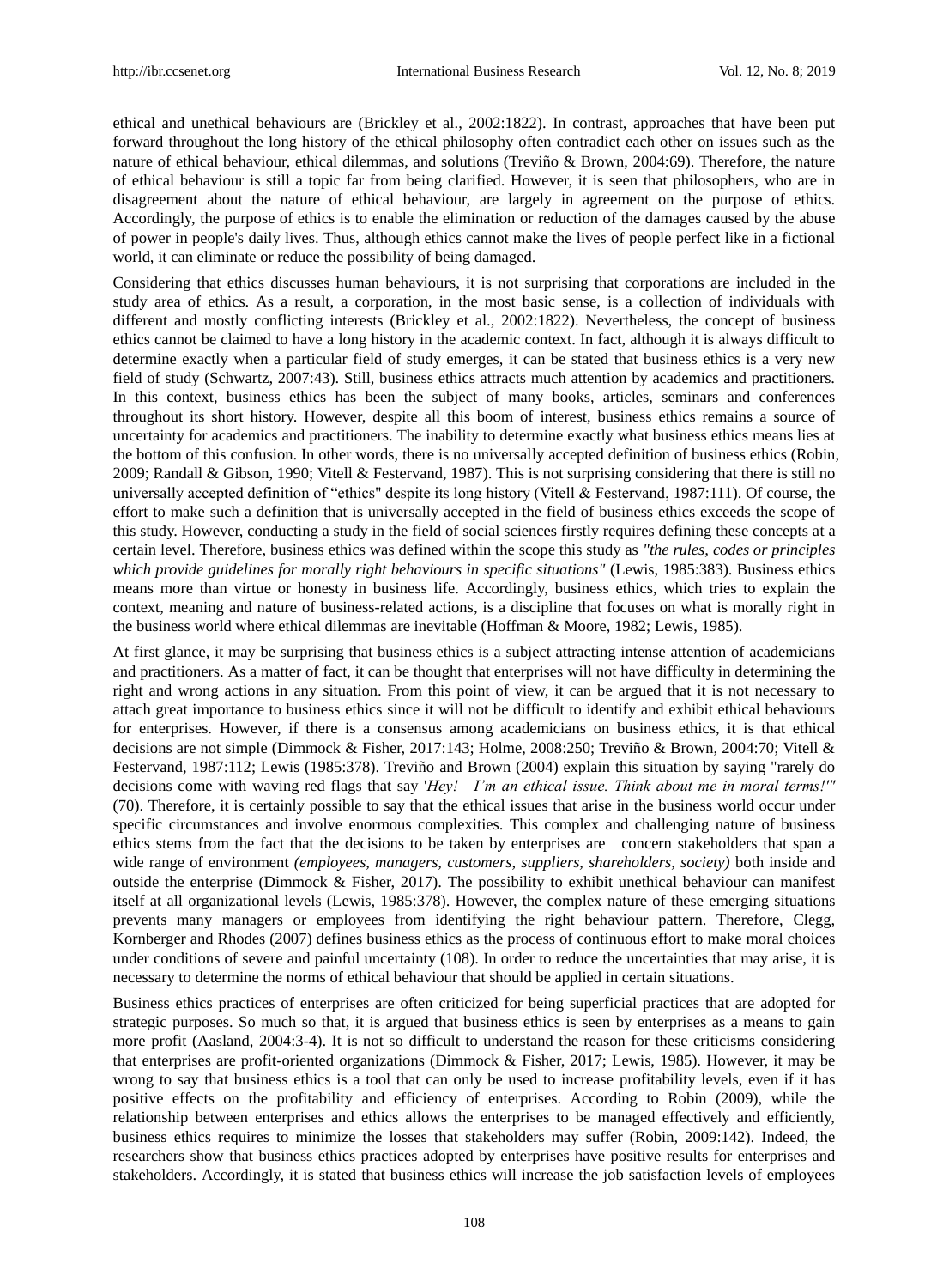ethical and unethical behaviours are (Brickley et al., 2002:1822). In contrast, approaches that have been put forward throughout the long history of the ethical philosophy often contradict each other on issues such as the nature of ethical behaviour, ethical dilemmas, and solutions (Treviño & Brown, 2004:69). Therefore, the nature of ethical behaviour is still a topic far from being clarified. However, it is seen that philosophers, who are in disagreement about the nature of ethical behaviour, are largely in agreement on the purpose of ethics. Accordingly, the purpose of ethics is to enable the elimination or reduction of the damages caused by the abuse of power in people's daily lives. Thus, although ethics cannot make the lives of people perfect like in a fictional world, it can eliminate or reduce the possibility of being damaged.

Considering that ethics discusses human behaviours, it is not surprising that corporations are included in the study area of ethics. As a result, a corporation, in the most basic sense, is a collection of individuals with different and mostly conflicting interests (Brickley et al., 2002:1822). Nevertheless, the concept of business ethics cannot be claimed to have a long history in the academic context. In fact, although it is always difficult to determine exactly when a particular field of study emerges, it can be stated that business ethics is a very new field of study (Schwartz, 2007:43). Still, business ethics attracts much attention by academics and practitioners. In this context, business ethics has been the subject of many books, articles, seminars and conferences throughout its short history. However, despite all this boom of interest, business ethics remains a source of uncertainty for academics and practitioners. The inability to determine exactly what business ethics means lies at the bottom of this confusion. In other words, there is no universally accepted definition of business ethics (Robin, 2009; Randall & Gibson, 1990; Vitell & Festervand, 1987). This is not surprising considering that there is still no universally accepted definition of "ethics" despite its long history (Vitell & Festervand, 1987:111). Of course, the effort to make such a definition that is universally accepted in the field of business ethics exceeds the scope of this study. However, conducting a study in the field of social sciences firstly requires defining these concepts at a certain level. Therefore, business ethics was defined within the scope this study as *"the rules, codes or principles which provide guidelines for morally right behaviours in specific situations"* (Lewis, 1985:383). Business ethics means more than virtue or honesty in business life. Accordingly, business ethics, which tries to explain the context, meaning and nature of business-related actions, is a discipline that focuses on what is morally right in the business world where ethical dilemmas are inevitable (Hoffman & Moore, 1982; Lewis, 1985).

At first glance, it may be surprising that business ethics is a subject attracting intense attention of academicians and practitioners. As a matter of fact, it can be thought that enterprises will not have difficulty in determining the right and wrong actions in any situation. From this point of view, it can be argued that it is not necessary to attach great importance to business ethics since it will not be difficult to identify and exhibit ethical behaviours for enterprises. However, if there is a consensus among academicians on business ethics, it is that ethical decisions are not simple (Dimmock & Fisher, 2017:143; Holme, 2008:250; Treviño & Brown, 2004:70; Vitell & Festervand, 1987:112; Lewis (1985:378). Treviño and Brown (2004) explain this situation by saying "rarely do decisions come with waving red flags that say '*Hey! I'm an ethical issue. Think about me in moral terms!*'" (70). Therefore, it is certainly possible to say that the ethical issues that arise in the business world occur under specific circumstances and involve enormous complexities. This complex and challenging nature of business ethics stems from the fact that the decisions to be taken by enterprises are concern stakeholders that span a wide range of environment *(employees, managers, customers, suppliers, shareholders, society)* both inside and outside the enterprise (Dimmock & Fisher, 2017). The possibility to exhibit unethical behaviour can manifest itself at all organizational levels (Lewis, 1985:378). However, the complex nature of these emerging situations prevents many managers or employees from identifying the right behaviour pattern. Therefore, Clegg, Kornberger and Rhodes (2007) defines business ethics as the process of continuous effort to make moral choices under conditions of severe and painful uncertainty (108). In order to reduce the uncertainties that may arise, it is necessary to determine the norms of ethical behaviour that should be applied in certain situations.

Business ethics practices of enterprises are often criticized for being superficial practices that are adopted for strategic purposes. So much so that, it is argued that business ethics is seen by enterprises as a means to gain more profit (Aasland, 2004:3-4). It is not so difficult to understand the reason for these criticisms considering that enterprises are profit-oriented organizations (Dimmock & Fisher, 2017; Lewis, 1985). However, it may be wrong to say that business ethics is a tool that can only be used to increase profitability levels, even if it has positive effects on the profitability and efficiency of enterprises. According to Robin (2009), while the relationship between enterprises and ethics allows the enterprises to be managed effectively and efficiently, business ethics requires to minimize the losses that stakeholders may suffer (Robin, 2009:142). Indeed, the researchers show that business ethics practices adopted by enterprises have positive results for enterprises and stakeholders. Accordingly, it is stated that business ethics will increase the job satisfaction levels of employees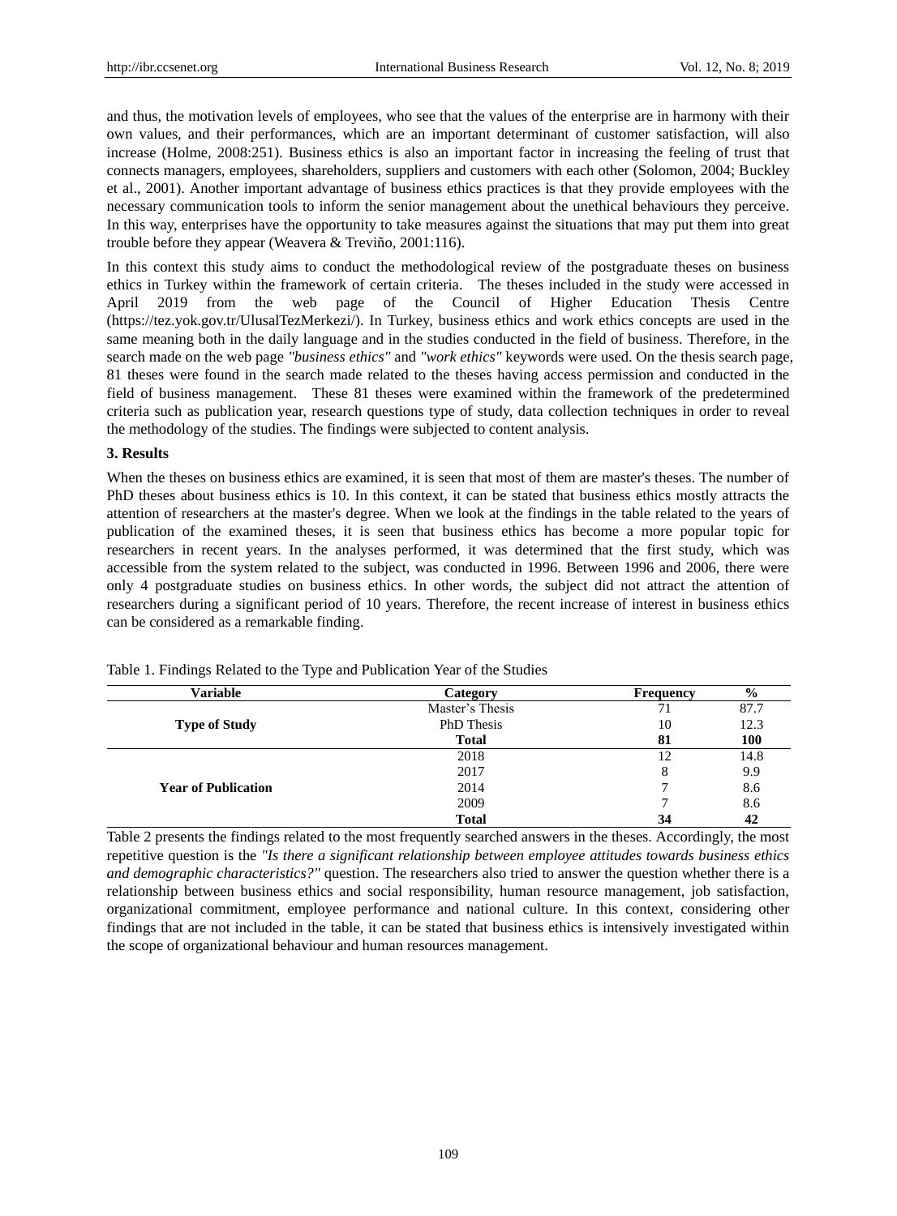and thus, the motivation levels of employees, who see that the values of the enterprise are in harmony with their own values, and their performances, which are an important determinant of customer satisfaction, will also increase (Holme, 2008:251). Business ethics is also an important factor in increasing the feeling of trust that connects managers, employees, shareholders, suppliers and customers with each other (Solomon, 2004; Buckley et al., 2001). Another important advantage of business ethics practices is that they provide employees with the necessary communication tools to inform the senior management about the unethical behaviours they perceive. In this way, enterprises have the opportunity to take measures against the situations that may put them into great trouble before they appear (Weavera & Treviño, 2001:116).

In this context this study aims to conduct the methodological review of the postgraduate theses on business ethics in Turkey within the framework of certain criteria. The theses included in the study were accessed in April 2019 from the web page of the Council of Higher Education Thesis Centre (https://tez.yok.gov.tr/UlusalTezMerkezi/). In Turkey, business ethics and work ethics concepts are used in the same meaning both in the daily language and in the studies conducted in the field of business. Therefore, in the search made on the web page *"business ethics"* and *"work ethics"* keywords were used. On the thesis search page, 81 theses were found in the search made related to the theses having access permission and conducted in the field of business management. These 81 theses were examined within the framework of the predetermined criteria such as publication year, research questions type of study, data collection techniques in order to reveal the methodology of the studies. The findings were subjected to content analysis.

### 3. Results

When the theses on business ethics are examined, it is seen that most of them are master's theses. The number of PhD theses about business ethics is 10. In this context, it can be stated that business ethics mostly attracts the attention of researchers at the master's degree. When we look at the findings in the table related to the years of publication of the examined theses, it is seen that business ethics has become a more popular topic for researchers in recent years. In the analyses performed, it was determined that the first study, which was accessible from the system related to the subject, was conducted in 1996. Between 1996 and 2006, there were only 4 postgraduate studies on business ethics. In other words, the subject did not attract the attention of researchers during a significant period of 10 years. Therefore, the recent increase of interest in business ethics can be considered as a remarkable finding.

Table 1. Findings Related to the Type and Publication Year of the Studies

| Variable | Category | Frequency | % |
|---|---|---|---|
| **Type of Study** | Master's Thesis | 71 | 87.7 |
| | PhD Thesis | 10 | 12.3 |
| | **Total** | **81** | **100** |
| **Year of Publication** | 2018 | 12 | 14.8 |
| | 2017 | 8 | 9.9 |
| | 2014 | 7 | 8.6 |
| | 2009 | 7 | 8.6 |
| | **Total** | **34** | **42** |

Table 2 presents the findings related to the most frequently searched answers in the theses. Accordingly, the most repetitive question is the *"Is there a significant relationship between employee attitudes towards business ethics and demographic characteristics?"* question. The researchers also tried to answer the question whether there is a relationship between business ethics and social responsibility, human resource management, job satisfaction, organizational commitment, employee performance and national culture. In this context, considering other findings that are not included in the table, it can be stated that business ethics is intensively investigated within the scope of organizational behaviour and human resources management.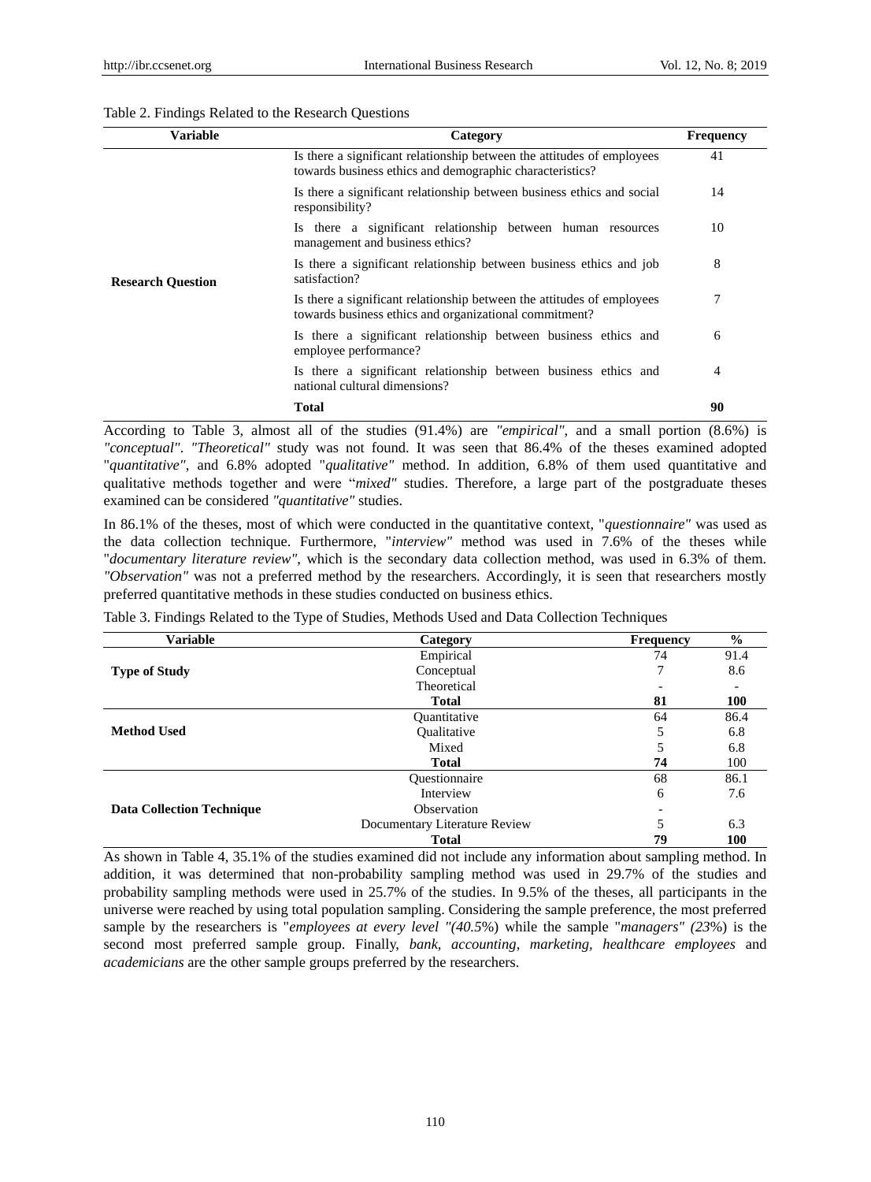Table 2. Findings Related to the Research Questions

| Variable | Category | Frequency |
|---|---|---|
| Research Question | Is there a significant relationship between the attitudes of employees towards business ethics and demographic characteristics? | 41 |
| | Is there a significant relationship between business ethics and social responsibility? | 14 |
| | Is there a significant relationship between human resources management and business ethics? | 10 |
| | Is there a significant relationship between business ethics and job satisfaction? | 8 |
| | Is there a significant relationship between the attitudes of employees towards business ethics and organizational commitment? | 7 |
| | Is there a significant relationship between business ethics and employee performance? | 6 |
| | Is there a significant relationship between business ethics and national cultural dimensions? | 4 |
| | **Total** | **90** |

According to Table 3, almost all of the studies (91.4%) are *"empirical"*, and a small portion (8.6%) is *"conceptual"*. *"Theoretical"* study was not found. It was seen that 86.4% of the theses examined adopted "*quantitative"*, and 6.8% adopted "*qualitative"* method. In addition, 6.8% of them used quantitative and qualitative methods together and were "*mixed"* studies. Therefore, a large part of the postgraduate theses examined can be considered *"quantitative"* studies.

In 86.1% of the theses, most of which were conducted in the quantitative context, "*questionnaire"* was used as the data collection technique. Furthermore, "*interview"* method was used in 7.6% of the theses while "*documentary literature review"*, which is the secondary data collection method, was used in 6.3% of them. *"Observation"* was not a preferred method by the researchers. Accordingly, it is seen that researchers mostly preferred quantitative methods in these studies conducted on business ethics.

Table 3. Findings Related to the Type of Studies, Methods Used and Data Collection Techniques

| Variable | Category | Frequency | % |
|---|---|---|---|
| Type of Study | Empirical | 74 | 91.4 |
| | Conceptual | 7 | 8.6 |
| | Theoretical | - | - |
| | **Total** | **81** | **100** |
| Method Used | Quantitative | 64 | 86.4 |
| | Qualitative | 5 | 6.8 |
| | Mixed | 5 | 6.8 |
| | **Total** | **74** | 100 |
| Data Collection Technique | Questionnaire | 68 | 86.1 |
| | Interview | 6 | 7.6 |
| | Observation | - | |
| | Documentary Literature Review | 5 | 6.3 |
| | **Total** | **79** | **100** |

As shown in Table 4, 35.1% of the studies examined did not include any information about sampling method. In addition, it was determined that non-probability sampling method was used in 29.7% of the studies and probability sampling methods were used in 25.7% of the studies. In 9.5% of the theses, all participants in the universe were reached by using total population sampling. Considering the sample preference, the most preferred sample by the researchers is "*employees at every level "(40.5%*) while the sample "*managers" (23%*) is the second most preferred sample group. Finally, *bank, accounting, marketing, healthcare employees* and *academicians* are the other sample groups preferred by the researchers.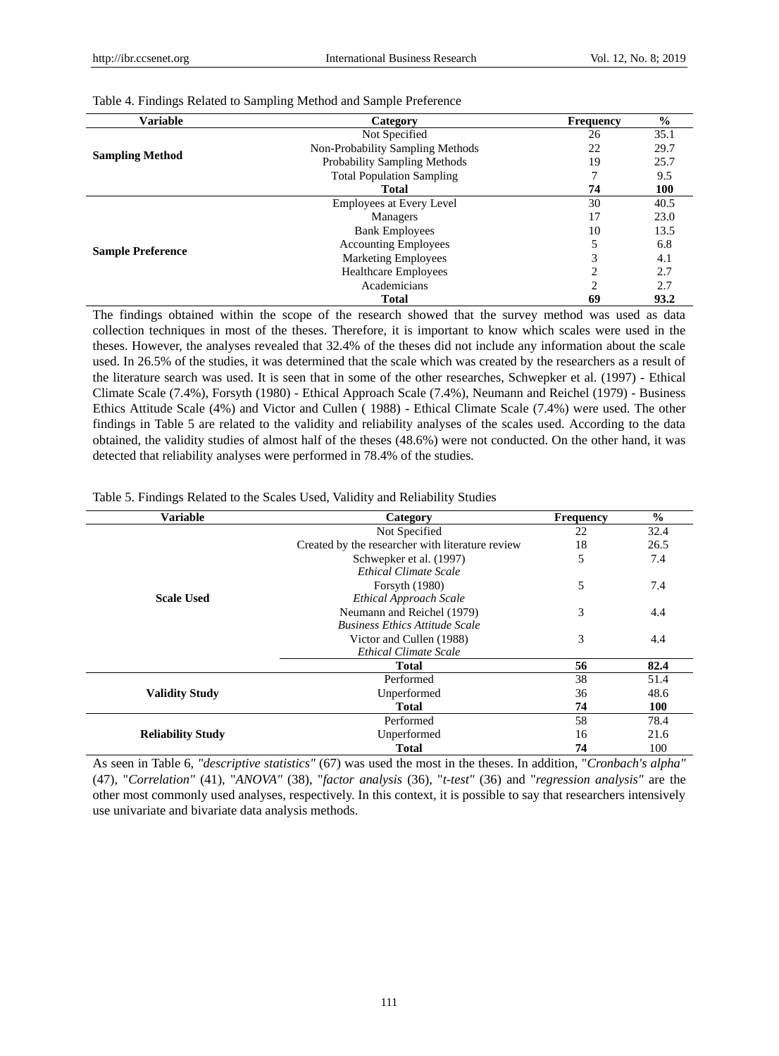Table 4. Findings Related to Sampling Method and Sample Preference

| Variable | Category | Frequency | % |
|---|---|---|---|
| **Sampling Method** | Not Specified | 26 | 35.1 |
| | Non-Probability Sampling Methods | 22 | 29.7 |
| | Probability Sampling Methods | 19 | 25.7 |
| | Total Population Sampling | 7 | 9.5 |
| | **Total** | **74** | **100** |
| **Sample Preference** | Employees at Every Level | 30 | 40.5 |
| | Managers | 17 | 23.0 |
| | Bank Employees | 10 | 13.5 |
| | Accounting Employees | 5 | 6.8 |
| | Marketing Employees | 3 | 4.1 |
| | Healthcare Employees | 2 | 2.7 |
| | Academicians | 2 | 2.7 |
| | **Total** | **69** | **93.2** |

The findings obtained within the scope of the research showed that the survey method was used as data collection techniques in most of the theses. Therefore, it is important to know which scales were used in the theses. However, the analyses revealed that 32.4% of the theses did not include any information about the scale used. In 26.5% of the studies, it was determined that the scale which was created by the researchers as a result of the literature search was used. It is seen that in some of the other researches, Schwepker et al. (1997) - Ethical Climate Scale (7.4%), Forsyth (1980) - Ethical Approach Scale (7.4%), Neumann and Reichel (1979) - Business Ethics Attitude Scale (4%) and Victor and Cullen ( 1988) - Ethical Climate Scale (7.4%) were used. The other findings in Table 5 are related to the validity and reliability analyses of the scales used. According to the data obtained, the validity studies of almost half of the theses (48.6%) were not conducted. On the other hand, it was detected that reliability analyses were performed in 78.4% of the studies.

Table 5. Findings Related to the Scales Used, Validity and Reliability Studies

| Variable | Category | Frequency | % |
|---|---|---|---|
| **Scale Used** | Not Specified | 22 | 32.4 |
| | Created by the researcher with literature review | 18 | 26.5 |
| | Schwepker et al. (1997) *Ethical Climate Scale* | 5 | 7.4 |
| | Forsyth (1980) *Ethical Approach Scale* | 5 | 7.4 |
| | Neumann and Reichel (1979) *Business Ethics Attitude Scale* | 3 | 4.4 |
| | Victor and Cullen (1988) *Ethical Climate Scale* | 3 | 4.4 |
| | **Total** | **56** | **82.4** |
| **Validity Study** | Performed | 38 | 51.4 |
| | Unperformed | 36 | 48.6 |
| | **Total** | **74** | **100** |
| **Reliability Study** | Performed | 58 | 78.4 |
| | Unperformed | 16 | 21.6 |
| | **Total** | **74** | 100 |

As seen in Table 6, *"descriptive statistics"* (67) was used the most in the theses. In addition, "*Cronbach's alpha"* (47), "*Correlation"* (41), "*ANOVA"* (38), "*factor analysis* (36), "*t-test"* (36) and "*regression analysis"* are the other most commonly used analyses, respectively. In this context, it is possible to say that researchers intensively use univariate and bivariate data analysis methods.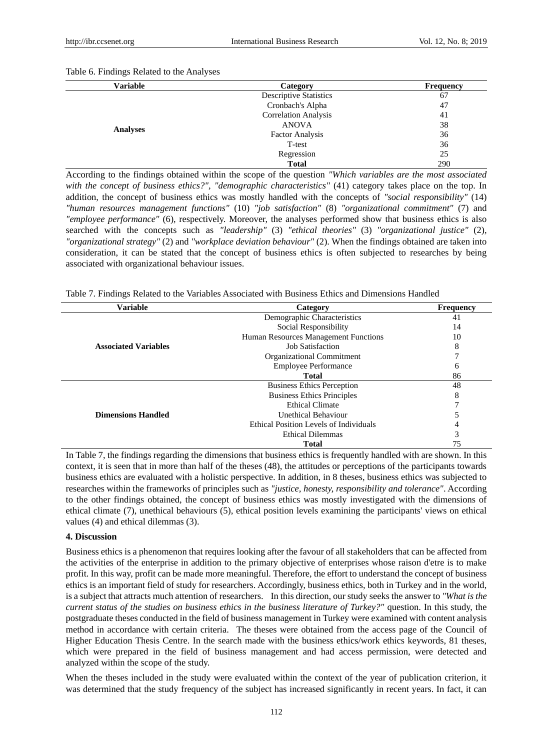Table 6. Findings Related to the Analyses

| Variable | Category | Frequency |
|---|---|---|
| Analyses | Descriptive Statistics | 67 |
| | Cronbach's Alpha | 47 |
| | Correlation Analysis | 41 |
| | ANOVA | 38 |
| | Factor Analysis | 36 |
| | T-test | 36 |
| | Regression | 25 |
| | **Total** | 290 |

According to the findings obtained within the scope of the question *"Which variables are the most associated with the concept of business ethics?"*, *"demographic characteristics"* (41) category takes place on the top. In addition, the concept of business ethics was mostly handled with the concepts of *"social responsibility"* (14) *"human resources management functions"* (10) *"job satisfaction"* (8) *"organizational commitment"* (7) and *"employee performance"* (6), respectively. Moreover, the analyses performed show that business ethics is also searched with the concepts such as *"leadership"* (3) *"ethical theories"* (3) *"organizational justice"* (2), *"organizational strategy"* (2) and *"workplace deviation behaviour"* (2). When the findings obtained are taken into consideration, it can be stated that the concept of business ethics is often subjected to researches by being associated with organizational behaviour issues.

Table 7. Findings Related to the Variables Associated with Business Ethics and Dimensions Handled

| Variable | Category | Frequency |
|---|---|---|
| Associated Variables | Demographic Characteristics | 41 |
| | Social Responsibility | 14 |
| | Human Resources Management Functions | 10 |
| | Job Satisfaction | 8 |
| | Organizational Commitment | 7 |
| | Employee Performance | 6 |
| | **Total** | 86 |
| Dimensions Handled | Business Ethics Perception | 48 |
| | Business Ethics Principles | 8 |
| | Ethical Climate | 7 |
| | Unethical Behaviour | 5 |
| | Ethical Position Levels of Individuals | 4 |
| | Ethical Dilemmas | 3 |
| | **Total** | 75 |

In Table 7, the findings regarding the dimensions that business ethics is frequently handled with are shown. In this context, it is seen that in more than half of the theses (48), the attitudes or perceptions of the participants towards business ethics are evaluated with a holistic perspective. In addition, in 8 theses, business ethics was subjected to researches within the frameworks of principles such as *"justice, honesty, responsibility and tolerance"*. According to the other findings obtained, the concept of business ethics was mostly investigated with the dimensions of ethical climate (7), unethical behaviours (5), ethical position levels examining the participants' views on ethical values (4) and ethical dilemmas (3).

### 4. Discussion

Business ethics is a phenomenon that requires looking after the favour of all stakeholders that can be affected from the activities of the enterprise in addition to the primary objective of enterprises whose raison d'etre is to make profit. In this way, profit can be made more meaningful. Therefore, the effort to understand the concept of business ethics is an important field of study for researchers. Accordingly, business ethics, both in Turkey and in the world, is a subject that attracts much attention of researchers. In this direction, our study seeks the answer to *"What is the current status of the studies on business ethics in the business literature of Turkey?"* question. In this study, the postgraduate theses conducted in the field of business management in Turkey were examined with content analysis method in accordance with certain criteria. The theses were obtained from the access page of the Council of Higher Education Thesis Centre. In the search made with the business ethics/work ethics keywords, 81 theses, which were prepared in the field of business management and had access permission, were detected and analyzed within the scope of the study.

When the theses included in the study were evaluated within the context of the year of publication criterion, it was determined that the study frequency of the subject has increased significantly in recent years. In fact, it can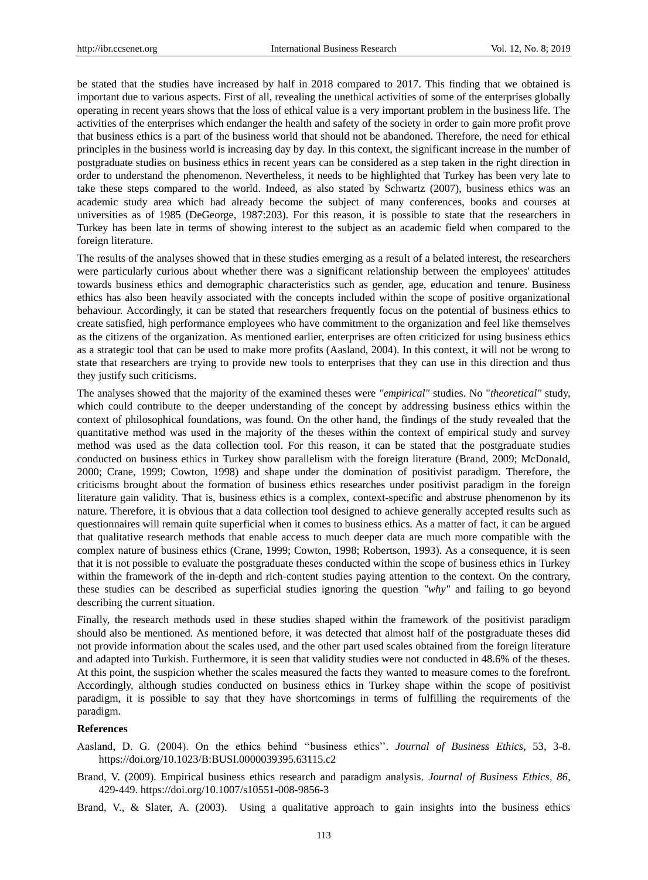be stated that the studies have increased by half in 2018 compared to 2017. This finding that we obtained is important due to various aspects. First of all, revealing the unethical activities of some of the enterprises globally operating in recent years shows that the loss of ethical value is a very important problem in the business life. The activities of the enterprises which endanger the health and safety of the society in order to gain more profit prove that business ethics is a part of the business world that should not be abandoned. Therefore, the need for ethical principles in the business world is increasing day by day. In this context, the significant increase in the number of postgraduate studies on business ethics in recent years can be considered as a step taken in the right direction in order to understand the phenomenon. Nevertheless, it needs to be highlighted that Turkey has been very late to take these steps compared to the world. Indeed, as also stated by Schwartz (2007), business ethics was an academic study area which had already become the subject of many conferences, books and courses at universities as of 1985 (DeGeorge, 1987:203). For this reason, it is possible to state that the researchers in Turkey has been late in terms of showing interest to the subject as an academic field when compared to the foreign literature.

The results of the analyses showed that in these studies emerging as a result of a belated interest, the researchers were particularly curious about whether there was a significant relationship between the employees' attitudes towards business ethics and demographic characteristics such as gender, age, education and tenure. Business ethics has also been heavily associated with the concepts included within the scope of positive organizational behaviour. Accordingly, it can be stated that researchers frequently focus on the potential of business ethics to create satisfied, high performance employees who have commitment to the organization and feel like themselves as the citizens of the organization. As mentioned earlier, enterprises are often criticized for using business ethics as a strategic tool that can be used to make more profits (Aasland, 2004). In this context, it will not be wrong to state that researchers are trying to provide new tools to enterprises that they can use in this direction and thus they justify such criticisms.

The analyses showed that the majority of the examined theses were *"empirical"* studies. No "*theoretical"* study, which could contribute to the deeper understanding of the concept by addressing business ethics within the context of philosophical foundations, was found. On the other hand, the findings of the study revealed that the quantitative method was used in the majority of the theses within the context of empirical study and survey method was used as the data collection tool. For this reason, it can be stated that the postgraduate studies conducted on business ethics in Turkey show parallelism with the foreign literature (Brand, 2009; McDonald, 2000; Crane, 1999; Cowton, 1998) and shape under the domination of positivist paradigm. Therefore, the criticisms brought about the formation of business ethics researches under positivist paradigm in the foreign literature gain validity. That is, business ethics is a complex, context-specific and abstruse phenomenon by its nature. Therefore, it is obvious that a data collection tool designed to achieve generally accepted results such as questionnaires will remain quite superficial when it comes to business ethics. As a matter of fact, it can be argued that qualitative research methods that enable access to much deeper data are much more compatible with the complex nature of business ethics (Crane, 1999; Cowton, 1998; Robertson, 1993). As a consequence, it is seen that it is not possible to evaluate the postgraduate theses conducted within the scope of business ethics in Turkey within the framework of the in-depth and rich-content studies paying attention to the context. On the contrary, these studies can be described as superficial studies ignoring the question *"why"* and failing to go beyond describing the current situation.

Finally, the research methods used in these studies shaped within the framework of the positivist paradigm should also be mentioned. As mentioned before, it was detected that almost half of the postgraduate theses did not provide information about the scales used, and the other part used scales obtained from the foreign literature and adapted into Turkish. Furthermore, it is seen that validity studies were not conducted in 48.6% of the theses. At this point, the suspicion whether the scales measured the facts they wanted to measure comes to the forefront. Accordingly, although studies conducted on business ethics in Turkey shape within the scope of positivist paradigm, it is possible to say that they have shortcomings in terms of fulfilling the requirements of the paradigm.

**References**

Aasland, D. G. (2004). On the ethics behind ''business ethics''. *Journal of Business Ethics*, 53, 3-8. https://doi.org/10.1023/B:BUSI.0000039395.63115.c2

Brand, V. (2009). Empirical business ethics research and paradigm analysis. *Journal of Business Ethics*, *86*, 429-449. https://doi.org/10.1007/s10551-008-9856-3

Brand, V., & Slater, A. (2003). Using a qualitative approach to gain insights into the business ethics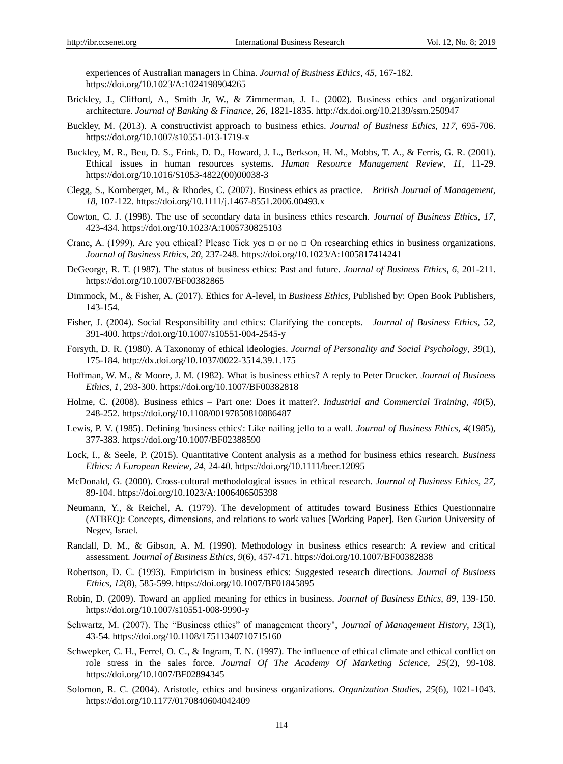experiences of Australian managers in China. *Journal of Business Ethics*, *45*, 167-182. https://doi.org/10.1023/A:1024198904265

Brickley, J., Clifford, A., Smith Jr, W., & Zimmerman, J. L. (2002). Business ethics and organizational architecture. *Journal of Banking & Finance, 26,* 1821-1835. http://dx.doi.org/10.2139/ssrn.250947

Buckley, M. (2013). A constructivist approach to business ethics. *Journal of Business Ethics, 117,* 695-706. https://doi.org/10.1007/s10551-013-1719-x

Buckley, M. R., Beu, D. S., Frink, D. D., Howard, J. L., Berkson, H. M., Mobbs, T. A., & Ferris, G. R. (2001). Ethical issues in human resources systems. *Human Resource Management Review, 11,* 11-29. https://doi.org/10.1016/S1053-4822(00)00038-3

Clegg, S., Kornberger, M., & Rhodes, C. (2007). Business ethics as practice. *British Journal of Management*, *18,* 107-122. https://doi.org/10.1111/j.1467-8551.2006.00493.x

Cowton, C. J. (1998). The use of secondary data in business ethics research. *Journal of Business Ethics*, *17,* 423-434. https://doi.org/10.1023/A:1005730825103

Crane, A. (1999). Are you ethical? Please Tick yes □ or no □ On researching ethics in business organizations. *Journal of Business Ethics*, *20,* 237-248. https://doi.org/10.1023/A:1005817414241

DeGeorge, R. T. (1987). The status of business ethics: Past and future. *Journal of Business Ethics, 6,* 201-211. https://doi.org/10.1007/BF00382865

Dimmock, M., & Fisher, A. (2017). Ethics for A-level, in *Business Ethics*, Published by: Open Book Publishers, 143-154.

Fisher, J. (2004). Social Responsibility and ethics: Clarifying the concepts. *Journal of Business Ethics*, *52,* 391-400. https://doi.org/10.1007/s10551-004-2545-y

Forsyth, D. R. (1980). A Taxonomy of ethical ideologies. *Journal of Personality and Social Psychology*, *39*(1), 175-184. http://dx.doi.org/10.1037/0022-3514.39.1.175

Hoffman, W. M., & Moore, J. M. (1982). What is business ethics? A reply to Peter Drucker. *Journal of Business Ethics*, *1,* 293-300. https://doi.org/10.1007/BF00382818

Holme, C. (2008). Business ethics – Part one: Does it matter?. *Industrial and Commercial Training, 40*(5), 248-252. https://doi.org/10.1108/00197850810886487

Lewis, P. V. (1985). Defining 'business ethics': Like nailing jello to a wall. *Journal of Business Ethics*, *4*(1985), 377-383. https://doi.org/10.1007/BF02388590

Lock, I., & Seele, P. (2015). Quantitative Content analysis as a method for business ethics research. *Business Ethics: A European Review*, *24,* 24-40. https://doi.org/10.1111/beer.12095

McDonald, G. (2000). Cross-cultural methodological issues in ethical research. *Journal of Business Ethics*, *27,* 89-104. https://doi.org/10.1023/A:1006406505398

Neumann, Y., & Reichel, A. (1979). The development of attitudes toward Business Ethics Questionnaire (ATBEQ): Concepts, dimensions, and relations to work values [Working Paper]. Ben Gurion University of Negev, Israel.

Randall, D. M., & Gibson, A. M. (1990). Methodology in business ethics research: A review and critical assessment. *Journal of Business Ethics*, *9*(6), 457-471. https://doi.org/10.1007/BF00382838

Robertson, D. C. (1993). Empiricism in business ethics: Suggested research directions. *Journal of Business Ethics*, *12*(8), 585-599. https://doi.org/10.1007/BF01845895

Robin, D. (2009). Toward an applied meaning for ethics in business. *Journal of Business Ethics, 89,* 139-150. https://doi.org/10.1007/s10551-008-9990-y

Schwartz, M. (2007). The "Business ethics" of management theory", *Journal of Management History*, *13*(1), 43-54. https://doi.org/10.1108/17511340710715160

Schwepker, C. H., Ferrel, O. C., & Ingram, T. N. (1997). The influence of ethical climate and ethical conflict on role stress in the sales force. *Journal Of The Academy Of Marketing Science*, *25*(2), 99-108. https://doi.org/10.1007/BF02894345

Solomon, R. C. (2004). Aristotle, ethics and business organizations. *Organization Studies*, *25*(6), 1021-1043. https://doi.org/10.1177/0170840604042409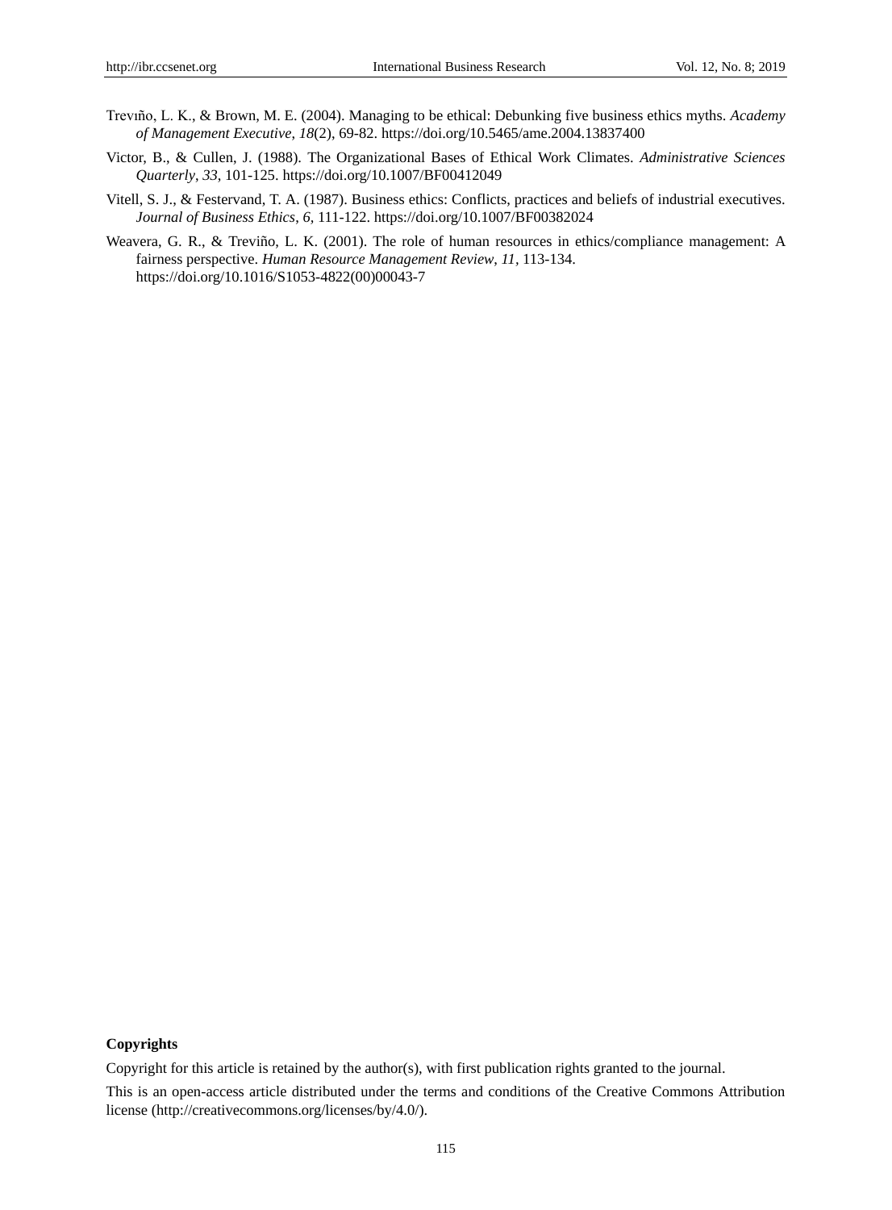Trevıño, L. K., & Brown, M. E. (2004). Managing to be ethical: Debunking five business ethics myths. *Academy of Management Executive*, *18*(2), 69-82. https://doi.org/10.5465/ame.2004.13837400

Victor, B., & Cullen, J. (1988). The Organizational Bases of Ethical Work Climates. *Administrative Sciences Quarterly*, *33*, 101-125. https://doi.org/10.1007/BF00412049

Vitell, S. J., & Festervand, T. A. (1987). Business ethics: Conflicts, practices and beliefs of industrial executives. *Journal of Business Ethics*, *6*, 111-122. https://doi.org/10.1007/BF00382024

Weavera, G. R., & Treviño, L. K. (2001). The role of human resources in ethics/compliance management: A fairness perspective. *Human Resource Management Review*, *11*, 113-134. https://doi.org/10.1016/S1053-4822(00)00043-7

**Copyrights**

Copyright for this article is retained by the author(s), with first publication rights granted to the journal.

This is an open-access article distributed under the terms and conditions of the Creative Commons Attribution license (http://creativecommons.org/licenses/by/4.0/).